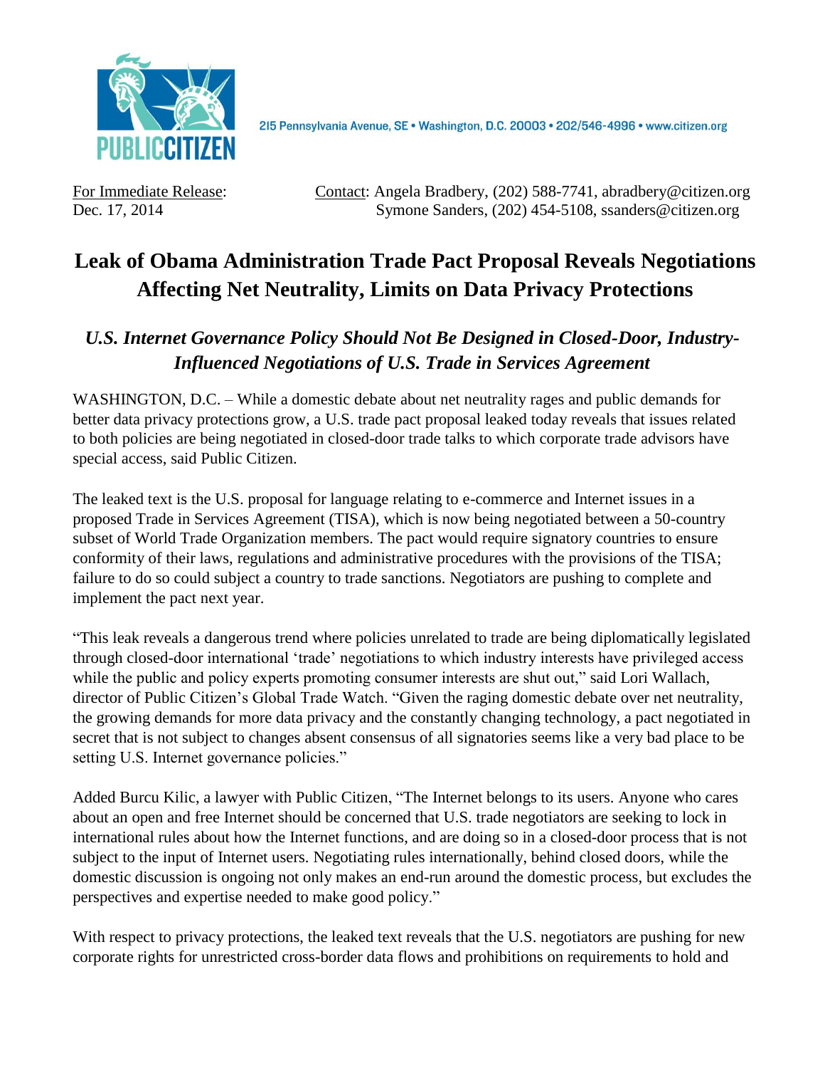PUBLIC CITIZEN

215 Pennsylvania Avenue, SE • Washington, D.C. 20003 • 202/546-4996 • www.citizen.org

For Immediate Release:
Dec. 17, 2014

Contact: Angela Bradbery, (202) 588-7741, abradbery@citizen.org
Symone Sanders, (202) 454-5108, ssanders@citizen.org

# Leak of Obama Administration Trade Pact Proposal Reveals Negotiations Affecting Net Neutrality, Limits on Data Privacy Protections

## *U.S. Internet Governance Policy Should Not Be Designed in Closed-Door, Industry-Influenced Negotiations of U.S. Trade in Services Agreement*

WASHINGTON, D.C. – While a domestic debate about net neutrality rages and public demands for better data privacy protections grow, a U.S. trade pact proposal leaked today reveals that issues related to both policies are being negotiated in closed-door trade talks to which corporate trade advisors have special access, said Public Citizen.

The leaked text is the U.S. proposal for language relating to e-commerce and Internet issues in a proposed Trade in Services Agreement (TISA), which is now being negotiated between a 50-country subset of World Trade Organization members. The pact would require signatory countries to ensure conformity of their laws, regulations and administrative procedures with the provisions of the TISA; failure to do so could subject a country to trade sanctions. Negotiators are pushing to complete and implement the pact next year.

"This leak reveals a dangerous trend where policies unrelated to trade are being diplomatically legislated through closed-door international 'trade' negotiations to which industry interests have privileged access while the public and policy experts promoting consumer interests are shut out," said Lori Wallach, director of Public Citizen's Global Trade Watch. "Given the raging domestic debate over net neutrality, the growing demands for more data privacy and the constantly changing technology, a pact negotiated in secret that is not subject to changes absent consensus of all signatories seems like a very bad place to be setting U.S. Internet governance policies."

Added Burcu Kilic, a lawyer with Public Citizen, "The Internet belongs to its users. Anyone who cares about an open and free Internet should be concerned that U.S. trade negotiators are seeking to lock in international rules about how the Internet functions, and are doing so in a closed-door process that is not subject to the input of Internet users. Negotiating rules internationally, behind closed doors, while the domestic discussion is ongoing not only makes an end-run around the domestic process, but excludes the perspectives and expertise needed to make good policy."

With respect to privacy protections, the leaked text reveals that the U.S. negotiators are pushing for new corporate rights for unrestricted cross-border data flows and prohibitions on requirements to hold and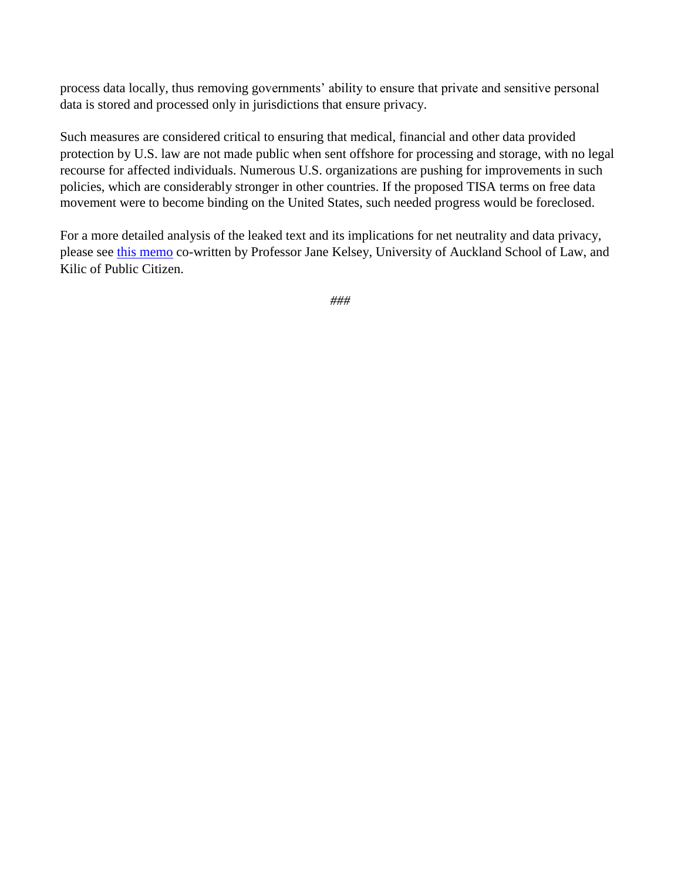process data locally, thus removing governments' ability to ensure that private and sensitive personal data is stored and processed only in jurisdictions that ensure privacy.

Such measures are considered critical to ensuring that medical, financial and other data provided protection by U.S. law are not made public when sent offshore for processing and storage, with no legal recourse for affected individuals. Numerous U.S. organizations are pushing for improvements in such policies, which are considerably stronger in other countries. If the proposed TISA terms on free data movement were to become binding on the United States, such needed progress would be foreclosed.

For a more detailed analysis of the leaked text and its implications for net neutrality and data privacy, please see this memo co-written by Professor Jane Kelsey, University of Auckland School of Law, and Kilic of Public Citizen.

###